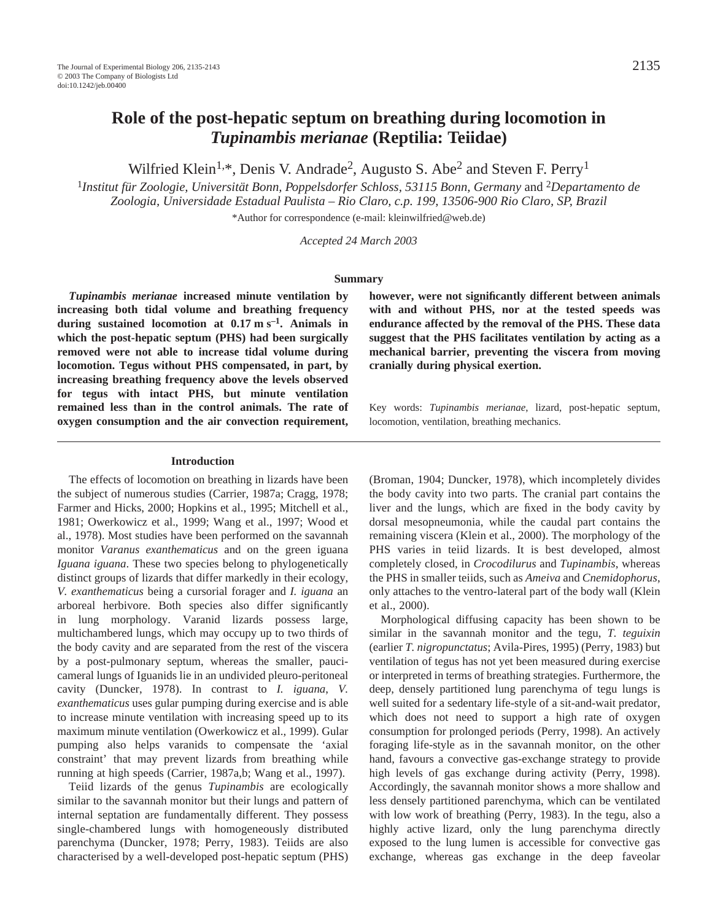# Role of the post-hepatic septum on breathing during locomotion in *Tupinambis merianae* (Reptilia: Teiidae)

Wilfried Klein[1,*], Denis V. Andrade[2], Augusto S. Abe[2] and Steven F. Perry[1]

[1]*Institut für Zoologie, Universität Bonn, Poppelsdorfer Schloss, 53115 Bonn, Germany* and [2]*Departamento de Zoologia, Universidade Estadual Paulista – Rio Claro, c.p. 199, 13506-900 Rio Claro, SP, Brazil*

*Author for correspondence (e-mail: kleinwilfried@web.de)

*Accepted 24 March 2003*

## Summary

***Tupinambis merianae*** **increased minute ventilation by increasing both tidal volume and breathing frequency during sustained locomotion at 0.17 m s$^{-1}$. Animals in which the post-hepatic septum (PHS) had been surgically removed were not able to increase tidal volume during locomotion. Tegus without PHS compensated, in part, by increasing breathing frequency above the levels observed for tegus with intact PHS, but minute ventilation remained less than in the control animals. The rate of oxygen consumption and the air convection requirement, however, were not significantly different between animals with and without PHS, nor at the tested speeds was endurance affected by the removal of the PHS. These data suggest that the PHS facilitates ventilation by acting as a mechanical barrier, preventing the viscera from moving cranially during physical exertion.**

Key words: *Tupinambis merianae*, lizard, post-hepatic septum, locomotion, ventilation, breathing mechanics.

## Introduction

The effects of locomotion on breathing in lizards have been the subject of numerous studies (Carrier, 1987a; Cragg, 1978; Farmer and Hicks, 2000; Hopkins et al., 1995; Mitchell et al., 1981; Owerkowicz et al., 1999; Wang et al., 1997; Wood et al., 1978). Most studies have been performed on the savannah monitor *Varanus exanthematicus* and on the green iguana *Iguana iguana*. These two species belong to phylogenetically distinct groups of lizards that differ markedly in their ecology, *V. exanthematicus* being a cursorial forager and *I. iguana* an arboreal herbivore. Both species also differ significantly in lung morphology. Varanid lizards possess large, multichambered lungs, which may occupy up to two thirds of the body cavity and are separated from the rest of the viscera by a post-pulmonary septum, whereas the smaller, pauci-cameral lungs of Iguanids lie in an undivided pleuro-peritoneal cavity (Duncker, 1978). In contrast to *I. iguana*, *V. exanthematicus* uses gular pumping during exercise and is able to increase minute ventilation with increasing speed up to its maximum minute ventilation (Owerkowicz et al., 1999). Gular pumping also helps varanids to compensate the 'axial constraint' that may prevent lizards from breathing while running at high speeds (Carrier, 1987a,b; Wang et al., 1997).

Teiid lizards of the genus *Tupinambis* are ecologically similar to the savannah monitor but their lungs and pattern of internal septation are fundamentally different. They possess single-chambered lungs with homogeneously distributed parenchyma (Duncker, 1978; Perry, 1983). Teiids are also characterised by a well-developed post-hepatic septum (PHS) (Broman, 1904; Duncker, 1978), which incompletely divides the body cavity into two parts. The cranial part contains the liver and the lungs, which are fixed in the body cavity by dorsal mesopneumonia, while the caudal part contains the remaining viscera (Klein et al., 2000). The morphology of the PHS varies in teiid lizards. It is best developed, almost completely closed, in *Crocodilurus* and *Tupinambis*, whereas the PHS in smaller teiids, such as *Ameiva* and *Cnemidophorus*, only attaches to the ventro-lateral part of the body wall (Klein et al., 2000).

Morphological diffusing capacity has been shown to be similar in the savannah monitor and the tegu, *T. teguixin* (earlier *T. nigropunctatus*; Avila-Pires, 1995) (Perry, 1983) but ventilation of tegus has not yet been measured during exercise or interpreted in terms of breathing strategies. Furthermore, the deep, densely partitioned lung parenchyma of tegu lungs is well suited for a sedentary life-style of a sit-and-wait predator, which does not need to support a high rate of oxygen consumption for prolonged periods (Perry, 1998). An actively foraging life-style as in the savannah monitor, on the other hand, favours a convective gas-exchange strategy to provide high levels of gas exchange during activity (Perry, 1998). Accordingly, the savannah monitor shows a more shallow and less densely partitioned parenchyma, which can be ventilated with low work of breathing (Perry, 1983). In the tegu, also a highly active lizard, only the lung parenchyma directly exposed to the lung lumen is accessible for convective gas exchange, whereas gas exchange in the deep faveolar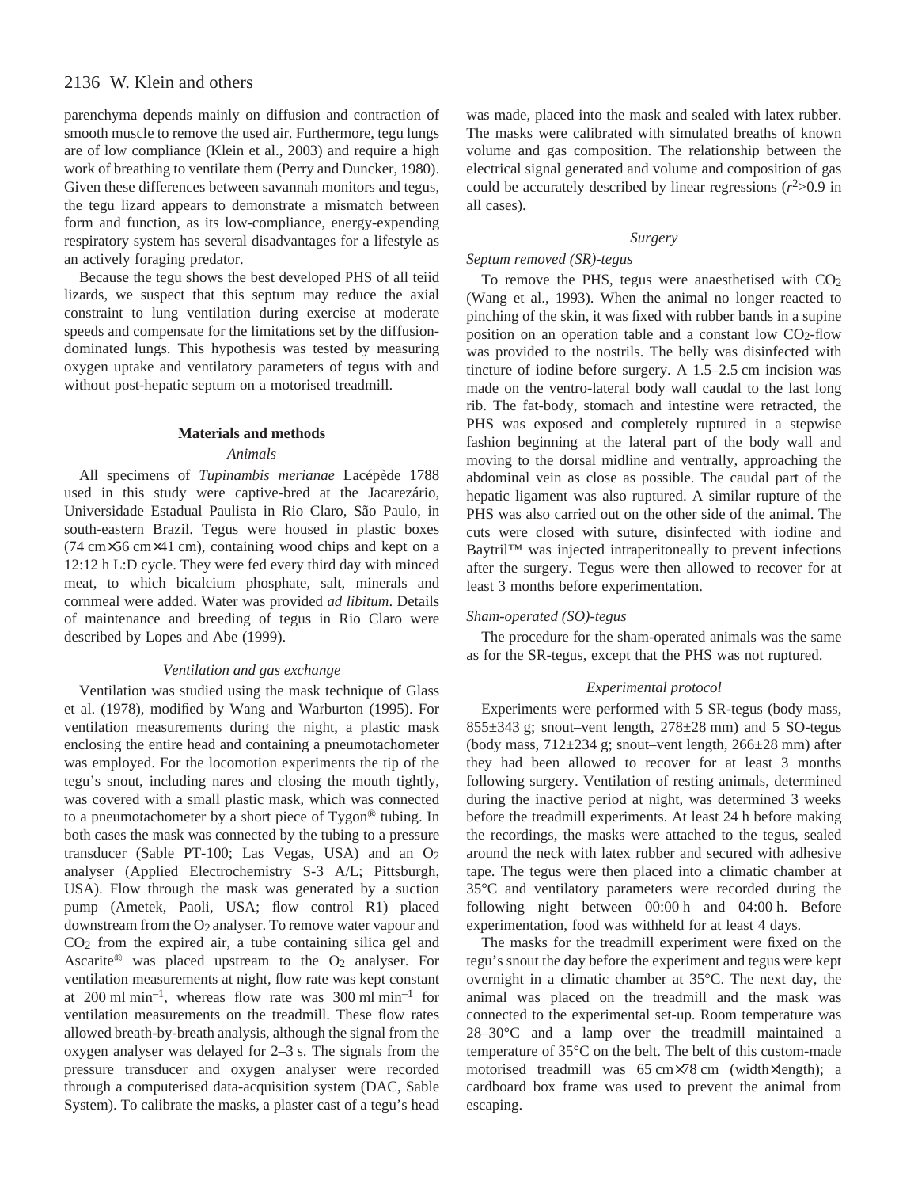parenchyma depends mainly on diffusion and contraction of smooth muscle to remove the used air. Furthermore, tegu lungs are of low compliance (Klein et al., 2003) and require a high work of breathing to ventilate them (Perry and Duncker, 1980). Given these differences between savannah monitors and tegus, the tegu lizard appears to demonstrate a mismatch between form and function, as its low-compliance, energy-expending respiratory system has several disadvantages for a lifestyle as an actively foraging predator.

Because the tegu shows the best developed PHS of all teiid lizards, we suspect that this septum may reduce the axial constraint to lung ventilation during exercise at moderate speeds and compensate for the limitations set by the diffusion-dominated lungs. This hypothesis was tested by measuring oxygen uptake and ventilatory parameters of tegus with and without post-hepatic septum on a motorised treadmill.

## Materials and methods

### *Animals*

All specimens of *Tupinambis merianae* Lacépède 1788 used in this study were captive-bred at the Jacarezário, Universidade Estadual Paulista in Rio Claro, São Paulo, in south-eastern Brazil. Tegus were housed in plastic boxes (74 cm×56 cm×41 cm), containing wood chips and kept on a 12:12 h L:D cycle. They were fed every third day with minced meat, to which bicalcium phosphate, salt, minerals and cornmeal were added. Water was provided *ad libitum*. Details of maintenance and breeding of tegus in Rio Claro were described by Lopes and Abe (1999).

### *Ventilation and gas exchange*

Ventilation was studied using the mask technique of Glass et al. (1978), modified by Wang and Warburton (1995). For ventilation measurements during the night, a plastic mask enclosing the entire head and containing a pneumotachometer was employed. For the locomotion experiments the tip of the tegu's snout, including nares and closing the mouth tightly, was covered with a small plastic mask, which was connected to a pneumotachometer by a short piece of Tygon® tubing. In both cases the mask was connected by the tubing to a pressure transducer (Sable PT-100; Las Vegas, USA) and an $O_2$ analyser (Applied Electrochemistry S-3 A/L; Pittsburgh, USA). Flow through the mask was generated by a suction pump (Ametek, Paoli, USA; flow control R1) placed downstream from the $O_2$ analyser. To remove water vapour and $CO_2$ from the expired air, a tube containing silica gel and Ascarite® was placed upstream to the $O_2$ analyser. For ventilation measurements at night, flow rate was kept constant at 200 ml min$^{-1}$, whereas flow rate was 300 ml min$^{-1}$ for ventilation measurements on the treadmill. These flow rates allowed breath-by-breath analysis, although the signal from the oxygen analyser was delayed for 2–3 s. The signals from the pressure transducer and oxygen analyser were recorded through a computerised data-acquisition system (DAC, Sable System). To calibrate the masks, a plaster cast of a tegu's head was made, placed into the mask and sealed with latex rubber. The masks were calibrated with simulated breaths of known volume and gas composition. The relationship between the electrical signal generated and volume and composition of gas could be accurately described by linear regressions ($r^2$>0.9 in all cases).

### *Surgery*

#### *Septum removed (SR)-tegus*

To remove the PHS, tegus were anaesthetised with $CO_2$ (Wang et al., 1993). When the animal no longer reacted to pinching of the skin, it was fixed with rubber bands in a supine position on an operation table and a constant low $CO_2$-flow was provided to the nostrils. The belly was disinfected with tincture of iodine before surgery. A 1.5–2.5 cm incision was made on the ventro-lateral body wall caudal to the last long rib. The fat-body, stomach and intestine were retracted, the PHS was exposed and completely ruptured in a stepwise fashion beginning at the lateral part of the body wall and moving to the dorsal midline and ventrally, approaching the abdominal vein as close as possible. The caudal part of the hepatic ligament was also ruptured. A similar rupture of the PHS was also carried out on the other side of the animal. The cuts were closed with suture, disinfected with iodine and Baytril™ was injected intraperitoneally to prevent infections after the surgery. Tegus were then allowed to recover for at least 3 months before experimentation.

#### *Sham-operated (SO)-tegus*

The procedure for the sham-operated animals was the same as for the SR-tegus, except that the PHS was not ruptured.

### *Experimental protocol*

Experiments were performed with 5 SR-tegus (body mass, 855±343 g; snout–vent length, 278±28 mm) and 5 SO-tegus (body mass, 712±234 g; snout–vent length, 266±28 mm) after they had been allowed to recover for at least 3 months following surgery. Ventilation of resting animals, determined during the inactive period at night, was determined 3 weeks before the treadmill experiments. At least 24 h before making the recordings, the masks were attached to the tegus, sealed around the neck with latex rubber and secured with adhesive tape. The tegus were then placed into a climatic chamber at 35°C and ventilatory parameters were recorded during the following night between 00:00 h and 04:00 h. Before experimentation, food was withheld for at least 4 days.

The masks for the treadmill experiment were fixed on the tegu's snout the day before the experiment and tegus were kept overnight in a climatic chamber at 35°C. The next day, the animal was placed on the treadmill and the mask was connected to the experimental set-up. Room temperature was 28–30°C and a lamp over the treadmill maintained a temperature of 35°C on the belt. The belt of this custom-made motorised treadmill was 65 cm×78 cm (width×length); a cardboard box frame was used to prevent the animal from escaping.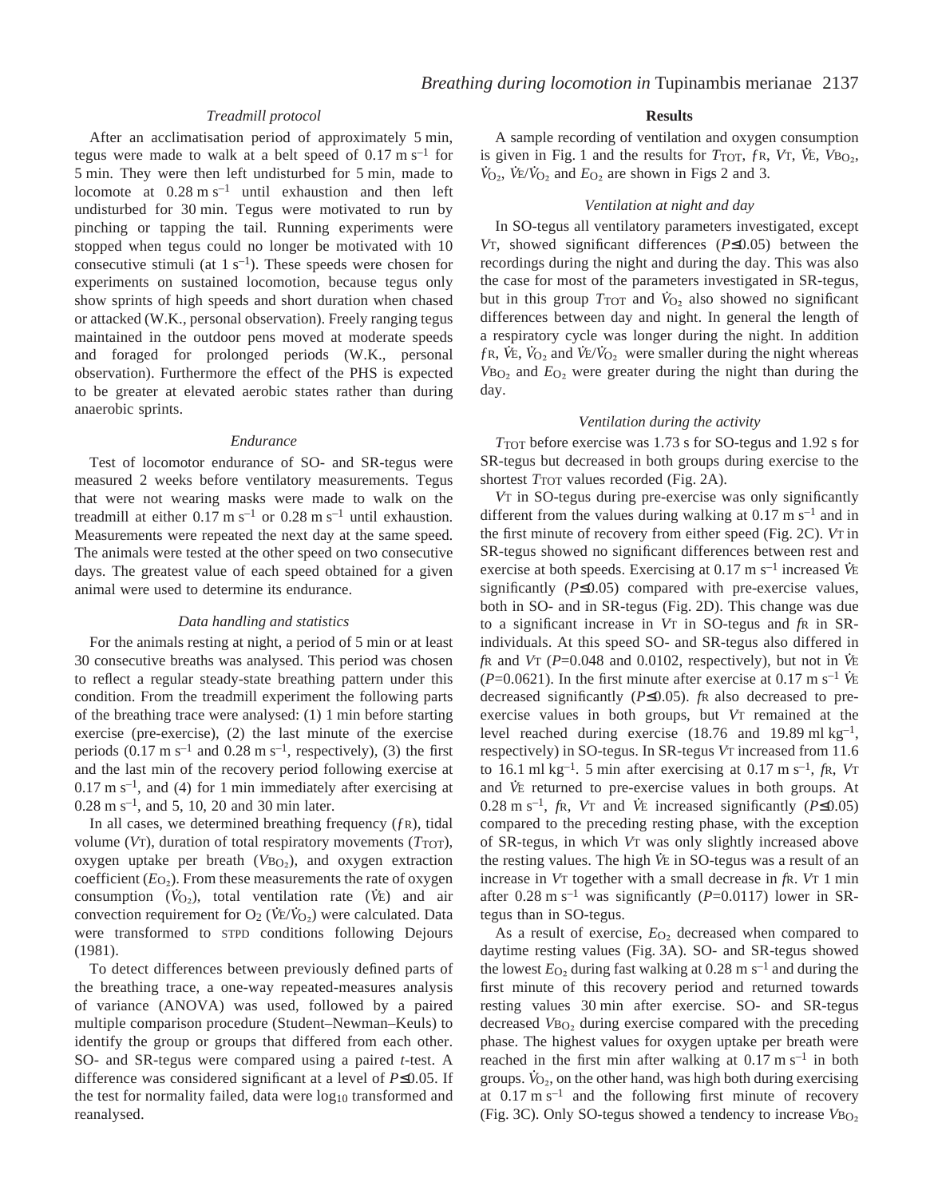### Treadmill protocol

After an acclimatisation period of approximately 5 min, tegus were made to walk at a belt speed of $0.17\ \mathrm{m\ s^{-1}}$ for 5 min. They were then left undisturbed for 5 min, made to locomote at $0.28\ \mathrm{m\ s^{-1}}$ until exhaustion and then left undisturbed for 30 min. Tegus were motivated to run by pinching or tapping the tail. Running experiments were stopped when tegus could no longer be motivated with 10 consecutive stimuli (at $1\ \mathrm{s^{-1}}$). These speeds were chosen for experiments on sustained locomotion, because tegus only show sprints of high speeds and short duration when chased or attacked (W.K., personal observation). Freely ranging tegus maintained in the outdoor pens moved at moderate speeds and foraged for prolonged periods (W.K., personal observation). Furthermore the effect of the PHS is expected to be greater at elevated aerobic states rather than during anaerobic sprints.

### Endurance

Test of locomotor endurance of SO- and SR-tegus were measured 2 weeks before ventilatory measurements. Tegus that were not wearing masks were made to walk on the treadmill at either $0.17\ \mathrm{m\ s^{-1}}$ or $0.28\ \mathrm{m\ s^{-1}}$ until exhaustion. Measurements were repeated the next day at the same speed. The animals were tested at the other speed on two consecutive days. The greatest value of each speed obtained for a given animal were used to determine its endurance.

### Data handling and statistics

For the animals resting at night, a period of 5 min or at least 30 consecutive breaths was analysed. This period was chosen to reflect a regular steady-state breathing pattern under this condition. From the treadmill experiment the following parts of the breathing trace were analysed: (1) 1 min before starting exercise (pre-exercise), (2) the last minute of the exercise periods ($0.17\ \mathrm{m\ s^{-1}}$ and $0.28\ \mathrm{m\ s^{-1}}$, respectively), (3) the first and the last min of the recovery period following exercise at $0.17\ \mathrm{m\ s^{-1}}$, and (4) for 1 min immediately after exercising at $0.28\ \mathrm{m\ s^{-1}}$, and 5, 10, 20 and 30 min later.

In all cases, we determined breathing frequency ($f_R$), tidal volume ($V_T$), duration of total respiratory movements ($T_{TOT}$), oxygen uptake per breath ($V_{BO_2}$), and oxygen extraction coefficient ($E_{O_2}$). From these measurements the rate of oxygen consumption ($\dot{V}_{O_2}$), total ventilation rate ($\dot{V}_E$) and air convection requirement for $O_2$ ($\dot{V}_E/\dot{V}_{O_2}$) were calculated. Data were transformed to STPD conditions following Dejours (1981).

To detect differences between previously defined parts of the breathing trace, a one-way repeated-measures analysis of variance (ANOVA) was used, followed by a paired multiple comparison procedure (Student–Newman–Keuls) to identify the group or groups that differed from each other. SO- and SR-tegus were compared using a paired *t*-test. A difference was considered significant at a level of $P\leq0.05$. If the test for normality failed, data were $\log_{10}$ transformed and reanalysed.

## Results

A sample recording of ventilation and oxygen consumption is given in Fig. 1 and the results for $T_{TOT}$, $f_R$, $V_T$, $\dot{V}_E$, $V_{BO_2}$, $\dot{V}_{O_2}$, $\dot{V}_E/\dot{V}_{O_2}$ and $E_{O_2}$ are shown in Figs 2 and 3.

### Ventilation at night and day

In SO-tegus all ventilatory parameters investigated, except $V_T$, showed significant differences ($P\leq0.05$) between the recordings during the night and during the day. This was also the case for most of the parameters investigated in SR-tegus, but in this group $T_{TOT}$ and $\dot{V}_{O_2}$ also showed no significant differences between day and night. In general the length of a respiratory cycle was longer during the night. In addition $f_R$, $\dot{V}_E$, $\dot{V}_{O_2}$ and $\dot{V}_E/\dot{V}_{O_2}$ were smaller during the night whereas $V_{BO_2}$ and $E_{O_2}$ were greater during the night than during the day.

### Ventilation during the activity

$T_{TOT}$ before exercise was 1.73 s for SO-tegus and 1.92 s for SR-tegus but decreased in both groups during exercise to the shortest $T_{TOT}$ values recorded (Fig. 2A).

$V_T$ in SO-tegus during pre-exercise was only significantly different from the values during walking at $0.17\ \mathrm{m\ s^{-1}}$ and in the first minute of recovery from either speed (Fig. 2C). $V_T$ in SR-tegus showed no significant differences between rest and exercise at both speeds. Exercising at $0.17\ \mathrm{m\ s^{-1}}$ increased $\dot{V}_E$ significantly ($P\leq0.05$) compared with pre-exercise values, both in SO- and in SR-tegus (Fig. 2D). This change was due to a significant increase in $V_T$ in SO-tegus and $f_R$ in SR-individuals. At this speed SO- and SR-tegus also differed in $f_R$ and $V_T$ ($P$=0.048 and 0.0102, respectively), but not in $\dot{V}_E$ ($P$=0.0621). In the first minute after exercise at $0.17\ \mathrm{m\ s^{-1}}$ $\dot{V}_E$ decreased significantly ($P\leq0.05$). $f_R$ also decreased to pre-exercise values in both groups, but $V_T$ remained at the level reached during exercise (18.76 and $19.89\ \mathrm{ml\ kg^{-1}}$, respectively) in SO-tegus. In SR-tegus $V_T$ increased from 11.6 to $16.1\ \mathrm{ml\ kg^{-1}}$. 5 min after exercising at $0.17\ \mathrm{m\ s^{-1}}$, $f_R$, $V_T$ and $\dot{V}_E$ returned to pre-exercise values in both groups. At $0.28\ \mathrm{m\ s^{-1}}$, $f_R$, $V_T$ and $\dot{V}_E$ increased significantly ($P\leq0.05$) compared to the preceding resting phase, with the exception of SR-tegus, in which $V_T$ was only slightly increased above the resting values. The high $\dot{V}_E$ in SO-tegus was a result of an increase in $V_T$ together with a small decrease in $f_R$. $V_T$ 1 min after $0.28\ \mathrm{m\ s^{-1}}$ was significantly ($P$=0.0117) lower in SR-tegus than in SO-tegus.

As a result of exercise, $E_{O_2}$ decreased when compared to daytime resting values (Fig. 3A). SO- and SR-tegus showed the lowest $E_{O_2}$ during fast walking at $0.28\ \mathrm{m\ s^{-1}}$ and during the first minute of this recovery period and returned towards resting values 30 min after exercise. SO- and SR-tegus decreased $V_{BO_2}$ during exercise compared with the preceding phase. The highest values for oxygen uptake per breath were reached in the first min after walking at $0.17\ \mathrm{m\ s^{-1}}$ in both groups. $\dot{V}_{O_2}$, on the other hand, was high both during exercising at $0.17\ \mathrm{m\ s^{-1}}$ and the following first minute of recovery (Fig. 3C). Only SO-tegus showed a tendency to increase $V_{BO_2}$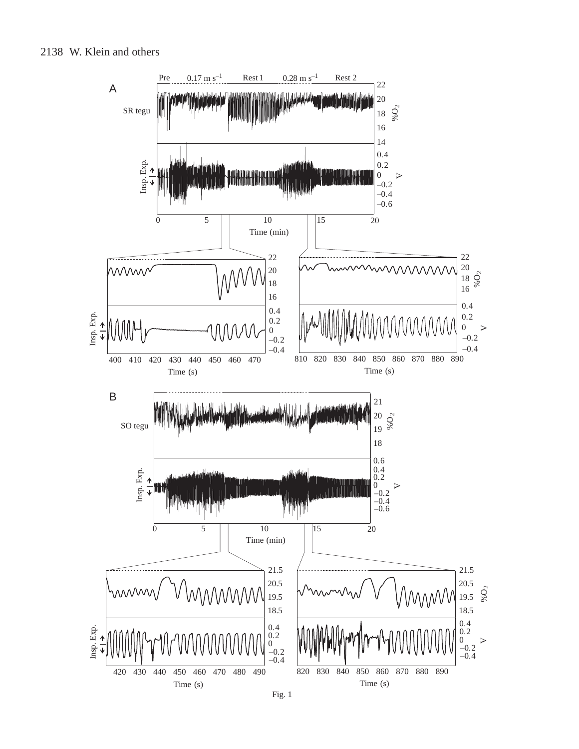Fig. 1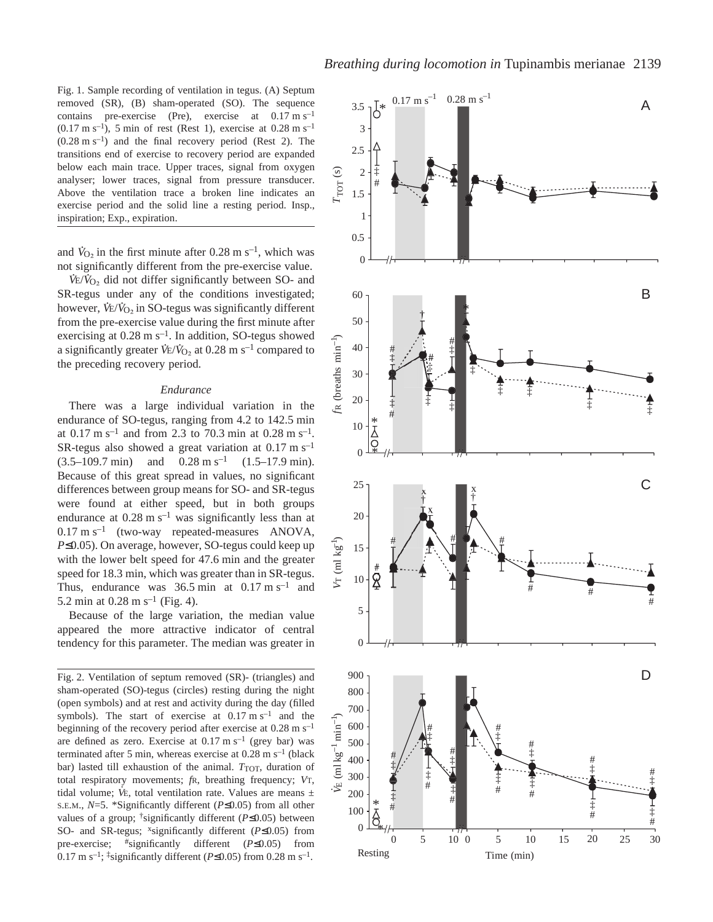Fig. 1. Sample recording of ventilation in tegus. (A) Septum removed (SR), (B) sham-operated (SO). The sequence contains pre-exercise (Pre), exercise at 0.17 m s$^{-1}$ (0.17 m s$^{-1}$), 5 min of rest (Rest 1), exercise at 0.28 m s$^{-1}$ (0.28 m s$^{-1}$) and the final recovery period (Rest 2). The transitions end of exercise to recovery period are expanded below each main trace. Upper traces, signal from oxygen analyser; lower traces, signal from pressure transducer. Above the ventilation trace a broken line indicates an exercise period and the solid line a resting period. Insp., inspiration; Exp., expiration.

and $\dot{V}_{O_2}$ in the first minute after 0.28 m s$^{-1}$, which was not significantly different from the pre-exercise value.

$\dot{V}_E/\dot{V}_{O_2}$ did not differ significantly between SO- and SR-tegus under any of the conditions investigated; however, $\dot{V}_E/\dot{V}_{O_2}$ in SO-tegus was significantly different from the pre-exercise value during the first minute after exercising at 0.28 m s$^{-1}$. In addition, SO-tegus showed a significantly greater $\dot{V}_E/\dot{V}_{O_2}$ at 0.28 m s$^{-1}$ compared to the preceding recovery period.

### *Endurance*

There was a large individual variation in the endurance of SO-tegus, ranging from 4.2 to 142.5 min at 0.17 m s$^{-1}$ and from 2.3 to 70.3 min at 0.28 m s$^{-1}$. SR-tegus also showed a great variation at 0.17 m s$^{-1}$ (3.5–109.7 min) and 0.28 m s$^{-1}$ (1.5–17.9 min). Because of this great spread in values, no significant differences between group means for SO- and SR-tegus were found at either speed, but in both groups endurance at 0.28 m s$^{-1}$ was significantly less than at 0.17 m s$^{-1}$ (two-way repeated-measures ANOVA, $P\leq 0.05$). On average, however, SO-tegus could keep up with the lower belt speed for 47.6 min and the greater speed for 18.3 min, which was greater than in SR-tegus. Thus, endurance was 36.5 min at 0.17 m s$^{-1}$ and 5.2 min at 0.28 m s$^{-1}$ (Fig. 4).

Because of the large variation, the median value appeared the more attractive indicator of central tendency for this parameter. The median was greater in

Fig. 2. Ventilation of septum removed (SR)- (triangles) and sham-operated (SO)-tegus (circles) resting during the night (open symbols) and at rest and activity during the day (filled symbols). The start of exercise at 0.17 m s$^{-1}$ and the beginning of the recovery period after exercise at 0.28 m s$^{-1}$ are defined as zero. Exercise at 0.17 m s$^{-1}$ (grey bar) was terminated after 5 min, whereas exercise at 0.28 m s$^{-1}$ (black bar) lasted till exhaustion of the animal. $T_{TOT}$, duration of total respiratory movements; $f_R$, breathing frequency; $V_T$, tidal volume; $\dot{V}_E$, total ventilation rate. Values are means ± S.E.M., $N$=5. *Significantly different ($P\leq 0.05$) from all other values of a group; †significantly different ($P\leq 0.05$) between SO- and SR-tegus; ˣsignificantly different ($P\leq 0.05$) from pre-exercise; #significantly different ($P\leq 0.05$) from 0.17 m s$^{-1}$; ‡significantly different ($P\leq 0.05$) from 0.28 m s$^{-1}$.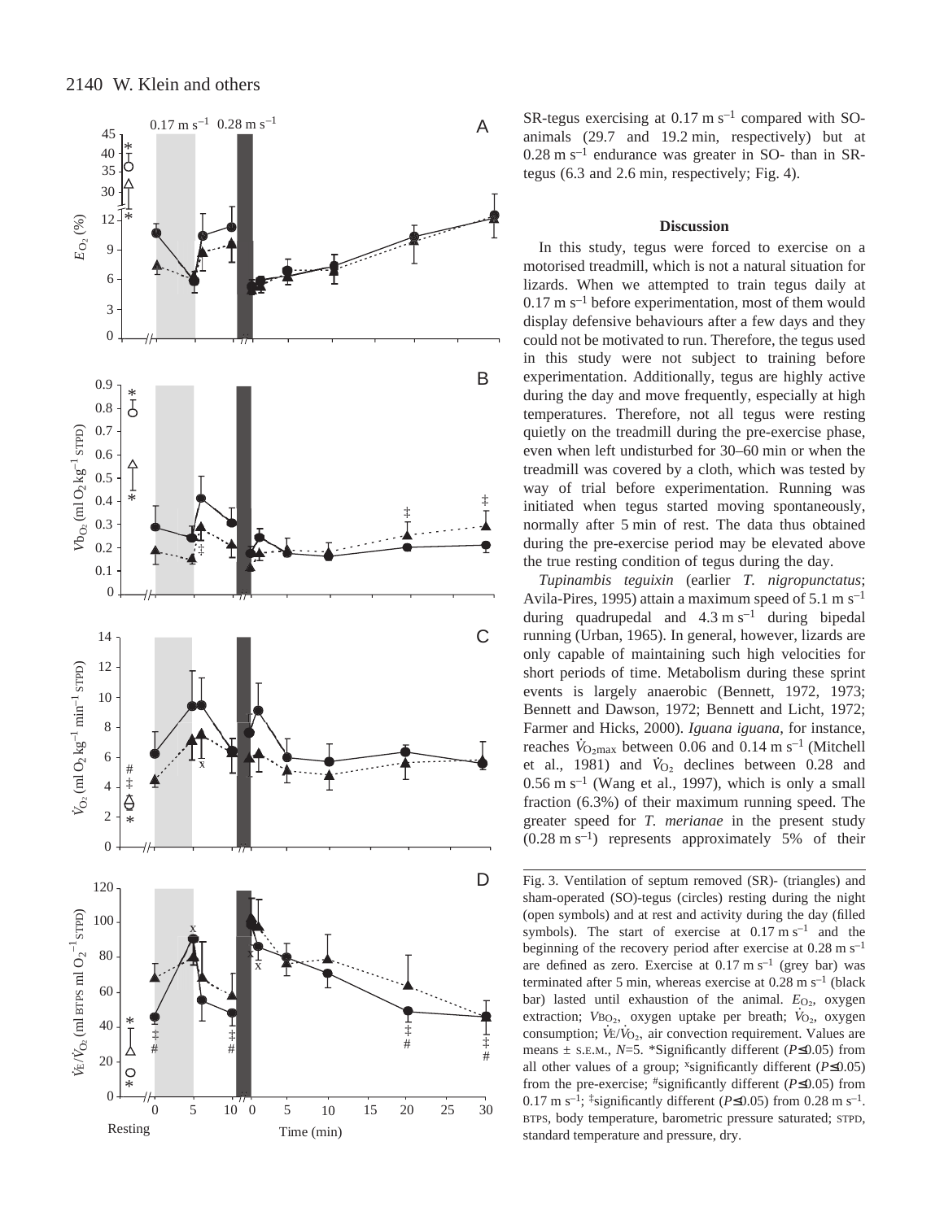SR-tegus exercising at 0.17 m s$^{-1}$ compared with SO-animals (29.7 and 19.2 min, respectively) but at 0.28 m s$^{-1}$ endurance was greater in SO- than in SR-tegus (6.3 and 2.6 min, respectively; Fig. 4).

## Discussion

In this study, tegus were forced to exercise on a motorised treadmill, which is not a natural situation for lizards. When we attempted to train tegus daily at 0.17 m s$^{-1}$ before experimentation, most of them would display defensive behaviours after a few days and they could not be motivated to run. Therefore, the tegus used in this study were not subject to training before experimentation. Additionally, tegus are highly active during the day and move frequently, especially at high temperatures. Therefore, not all tegus were resting quietly on the treadmill during the pre-exercise phase, even when left undisturbed for 30–60 min or when the treadmill was covered by a cloth, which was tested by way of trial before experimentation. Running was initiated when tegus started moving spontaneously, normally after 5 min of rest. The data thus obtained during the pre-exercise period may be elevated above the true resting condition of tegus during the day.

*Tupinambis teguixin* (earlier *T. nigropunctatus*; Avila-Pires, 1995) attain a maximum speed of 5.1 m s$^{-1}$ during quadrupedal and 4.3 m s$^{-1}$ during bipedal running (Urban, 1965). In general, however, lizards are only capable of maintaining such high velocities for short periods of time. Metabolism during these sprint events is largely anaerobic (Bennett, 1972, 1973; Bennett and Dawson, 1972; Bennett and Licht, 1972; Farmer and Hicks, 2000). *Iguana iguana*, for instance, reaches $\dot{V}_{O_2max}$ between 0.06 and 0.14 m s$^{-1}$ (Mitchell et al., 1981) and $\dot{V}_{O_2}$ declines between 0.28 and 0.56 m s$^{-1}$ (Wang et al., 1997), which is only a small fraction (6.3%) of their maximum running speed. The greater speed for *T. merianae* in the present study (0.28 m s$^{-1}$) represents approximately 5% of their

Fig. 3. Ventilation of septum removed (SR)- (triangles) and sham-operated (SO)-tegus (circles) resting during the night (open symbols) and at rest and activity during the day (filled symbols). The start of exercise at 0.17 m s$^{-1}$ and the beginning of the recovery period after exercise at 0.28 m s$^{-1}$ are defined as zero. Exercise at 0.17 m s$^{-1}$ (grey bar) was terminated after 5 min, whereas exercise at 0.28 m s$^{-1}$ (black bar) lasted until exhaustion of the animal. $E_{O_2}$, oxygen extraction; $V_{BO_2}$, oxygen uptake per breath; $\dot{V}_{O_2}$, oxygen consumption; $\dot{V}_E/\dot{V}_{O_2}$, air convection requirement. Values are means ± S.E.M., $N$=5. *Significantly different ($P$≤0.05) from all other values of a group; $^x$significantly different ($P$≤0.05) from the pre-exercise; $^\#$significantly different ($P$≤0.05) from 0.17 m s$^{-1}$; $^‡$significantly different ($P$≤0.05) from 0.28 m s$^{-1}$. BTPS, body temperature, barometric pressure saturated; STPD, standard temperature and pressure, dry.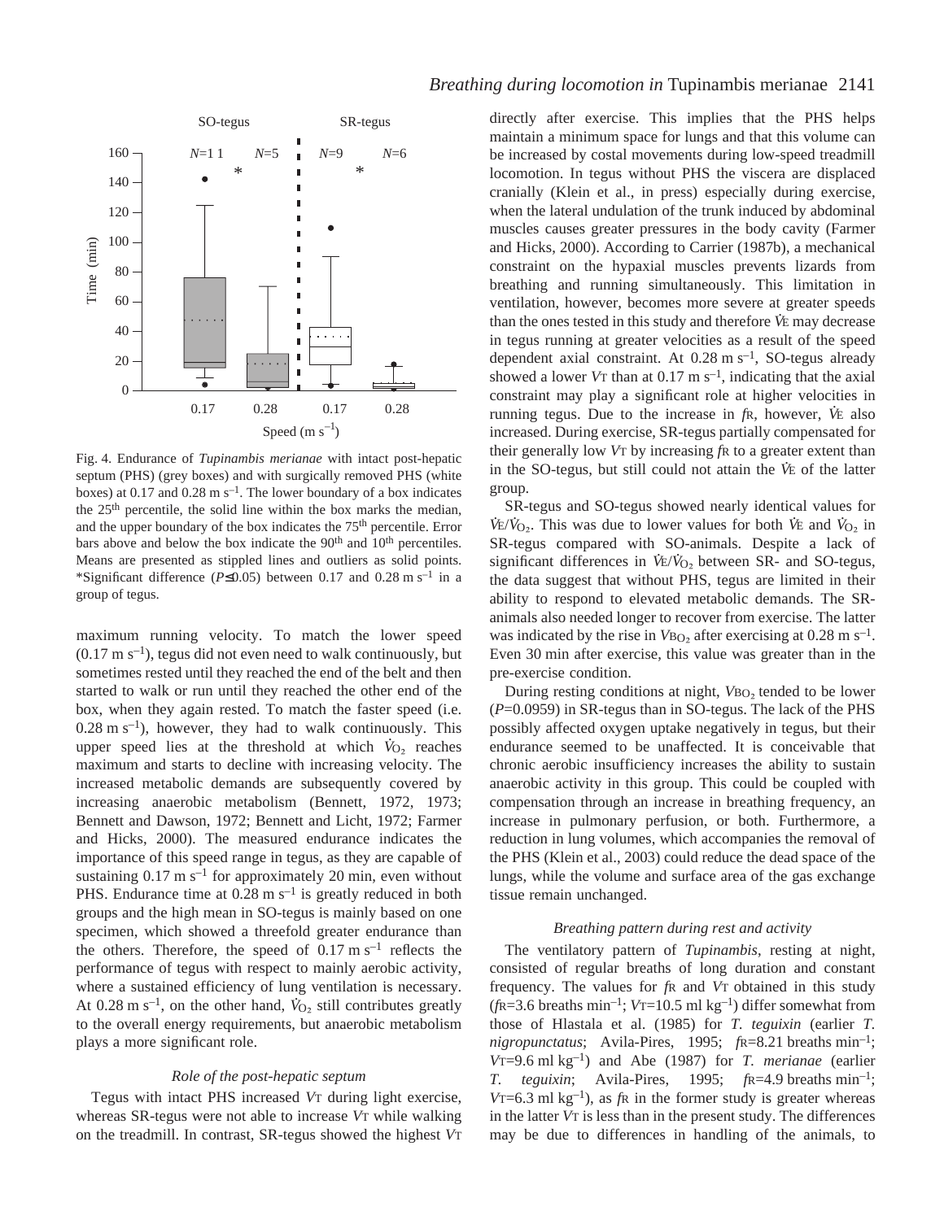Fig. 4. Endurance of *Tupinambis merianae* with intact post-hepatic septum (PHS) (grey boxes) and with surgically removed PHS (white boxes) at 0.17 and 0.28 m s$^{-1}$. The lower boundary of a box indicates the 25$^{th}$ percentile, the solid line within the box marks the median, and the upper boundary of the box indicates the 75$^{th}$ percentile. Error bars above and below the box indicate the 90$^{th}$ and 10$^{th}$ percentiles. Means are presented as stippled lines and outliers as solid points. *Significant difference ($P$≤0.05) between 0.17 and 0.28 m s$^{-1}$ in a group of tegus.

maximum running velocity. To match the lower speed (0.17 m s$^{-1}$), tegus did not even need to walk continuously, but sometimes rested until they reached the end of the belt and then started to walk or run until they reached the other end of the box, when they again rested. To match the faster speed (i.e. 0.28 m s$^{-1}$), however, they had to walk continuously. This upper speed lies at the threshold at which $\dot{V}_{O_2}$ reaches maximum and starts to decline with increasing velocity. The increased metabolic demands are subsequently covered by increasing anaerobic metabolism (Bennett, 1972, 1973; Bennett and Dawson, 1972; Bennett and Licht, 1972; Farmer and Hicks, 2000). The measured endurance indicates the importance of this speed range in tegus, as they are capable of sustaining 0.17 m s$^{-1}$ for approximately 20 min, even without PHS. Endurance time at 0.28 m s$^{-1}$ is greatly reduced in both groups and the high mean in SO-tegus is mainly based on one specimen, which showed a threefold greater endurance than the others. Therefore, the speed of 0.17 m s$^{-1}$ reflects the performance of tegus with respect to mainly aerobic activity, where a sustained efficiency of lung ventilation is necessary. At 0.28 m s$^{-1}$, on the other hand, $\dot{V}_{O_2}$ still contributes greatly to the overall energy requirements, but anaerobic metabolism plays a more significant role.

### *Role of the post-hepatic septum*

Tegus with intact PHS increased $V_T$ during light exercise, whereas SR-tegus were not able to increase $V_T$ while walking on the treadmill. In contrast, SR-tegus showed the highest $V_T$ directly after exercise. This implies that the PHS helps maintain a minimum space for lungs and that this volume can be increased by costal movements during low-speed treadmill locomotion. In tegus without PHS the viscera are displaced cranially (Klein et al., in press) especially during exercise, when the lateral undulation of the trunk induced by abdominal muscles causes greater pressures in the body cavity (Farmer and Hicks, 2000). According to Carrier (1987b), a mechanical constraint on the hypaxial muscles prevents lizards from breathing and running simultaneously. This limitation in ventilation, however, becomes more severe at greater speeds than the ones tested in this study and therefore $\dot{V}_E$ may decrease in tegus running at greater velocities as a result of the speed dependent axial constraint. At 0.28 m s$^{-1}$, SO-tegus already showed a lower $V_T$ than at 0.17 m s$^{-1}$, indicating that the axial constraint may play a significant role at higher velocities in running tegus. Due to the increase in $f_R$, however, $\dot{V}_E$ also increased. During exercise, SR-tegus partially compensated for their generally low $V_T$ by increasing $f_R$ to a greater extent than in the SO-tegus, but still could not attain the $\dot{V}_E$ of the latter group.

SR-tegus and SO-tegus showed nearly identical values for $\dot{V}_E/\dot{V}_{O_2}$. This was due to lower values for both $\dot{V}_E$ and $\dot{V}_{O_2}$ in SR-tegus compared with SO-animals. Despite a lack of significant differences in $\dot{V}_E/\dot{V}_{O_2}$ between SR- and SO-tegus, the data suggest that without PHS, tegus are limited in their ability to respond to elevated metabolic demands. The SR-animals also needed longer to recover from exercise. The latter was indicated by the rise in $V_{BO_2}$ after exercising at 0.28 m s$^{-1}$. Even 30 min after exercise, this value was greater than in the pre-exercise condition.

During resting conditions at night, $V_{BO_2}$ tended to be lower ($P$=0.0959) in SR-tegus than in SO-tegus. The lack of the PHS possibly affected oxygen uptake negatively in tegus, but their endurance seemed to be unaffected. It is conceivable that chronic aerobic insufficiency increases the ability to sustain anaerobic activity in this group. This could be coupled with compensation through an increase in breathing frequency, an increase in pulmonary perfusion, or both. Furthermore, a reduction in lung volumes, which accompanies the removal of the PHS (Klein et al., 2003) could reduce the dead space of the lungs, while the volume and surface area of the gas exchange tissue remain unchanged.

### *Breathing pattern during rest and activity*

The ventilatory pattern of *Tupinambis*, resting at night, consisted of regular breaths of long duration and constant frequency. The values for $f_R$ and $V_T$ obtained in this study ($f_R$=3.6 breaths min$^{-1}$; $V_T$=10.5 ml kg$^{-1}$) differ somewhat from those of Hlastala et al. (1985) for *T. teguixin* (earlier *T. nigropunctatus*; Avila-Pires, 1995; $f_R$=8.21 breaths min$^{-1}$; $V_T$=9.6 ml kg$^{-1}$) and Abe (1987) for *T. merianae* (earlier *T. teguixin*; Avila-Pires, 1995; $f_R$=4.9 breaths min$^{-1}$; $V_T$=6.3 ml kg$^{-1}$), as $f_R$ in the former study is greater whereas in the latter $V_T$ is less than in the present study. The differences may be due to differences in handling of the animals, to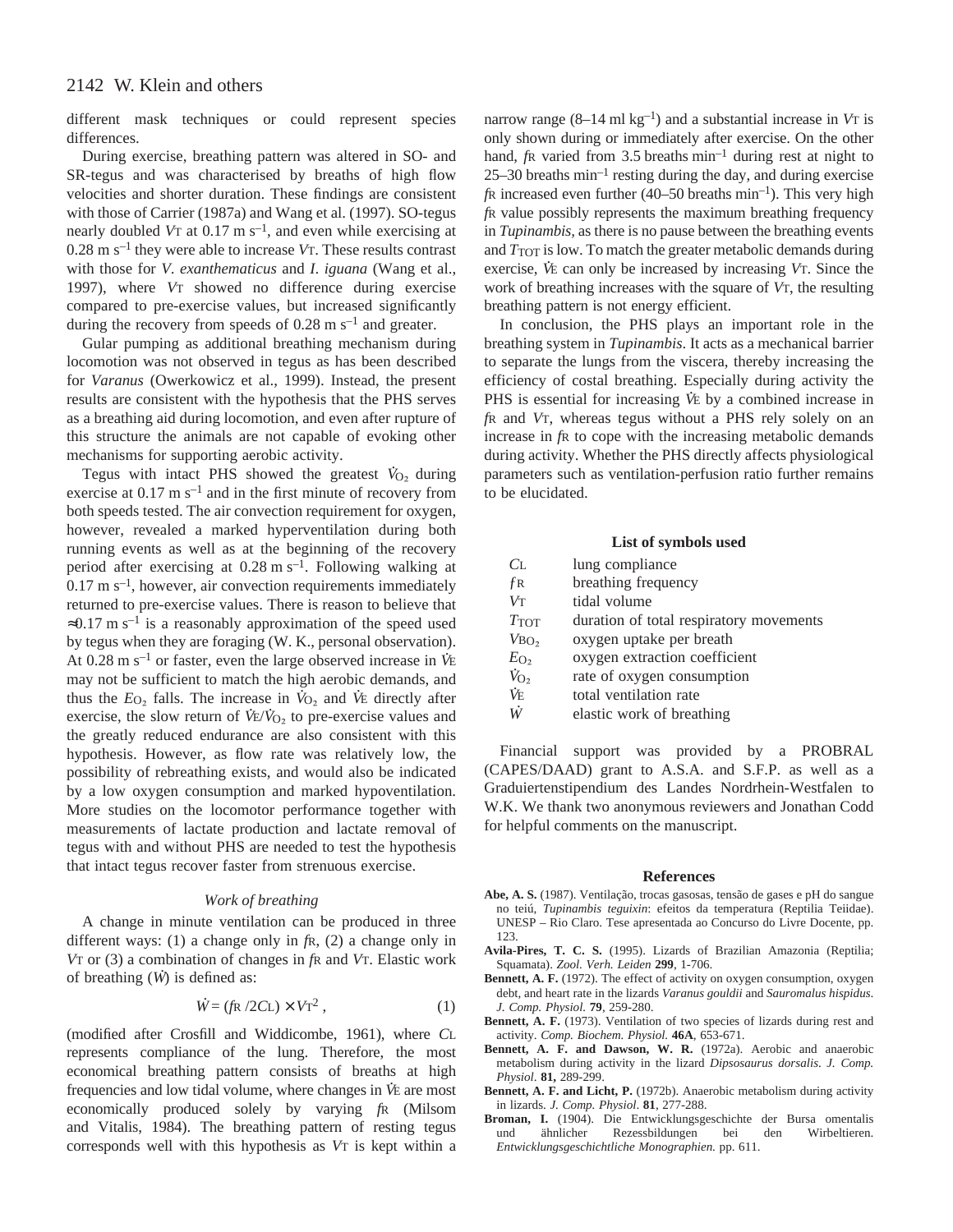different mask techniques or could represent species differences.

During exercise, breathing pattern was altered in SO- and SR-tegus and was characterised by breaths of high flow velocities and shorter duration. These findings are consistent with those of Carrier (1987a) and Wang et al. (1997). SO-tegus nearly doubled $V_T$ at 0.17 m s$^{-1}$, and even while exercising at 0.28 m s$^{-1}$ they were able to increase $V_T$. These results contrast with those for *V. exanthematicus* and *I. iguana* (Wang et al., 1997), where $V_T$ showed no difference during exercise compared to pre-exercise values, but increased significantly during the recovery from speeds of 0.28 m s$^{-1}$ and greater.

Gular pumping as additional breathing mechanism during locomotion was not observed in tegus as has been described for *Varanus* (Owerkowicz et al., 1999). Instead, the present results are consistent with the hypothesis that the PHS serves as a breathing aid during locomotion, and even after rupture of this structure the animals are not capable of evoking other mechanisms for supporting aerobic activity.

Tegus with intact PHS showed the greatest $\dot{V}_{O_2}$ during exercise at 0.17 m s$^{-1}$ and in the first minute of recovery from both speeds tested. The air convection requirement for oxygen, however, revealed a marked hyperventilation during both running events as well as at the beginning of the recovery period after exercising at 0.28 m s$^{-1}$. Following walking at 0.17 m s$^{-1}$, however, air convection requirements immediately returned to pre-exercise values. There is reason to believe that ≈0.17 m s$^{-1}$ is a reasonably approximation of the speed used by tegus when they are foraging (W. K., personal observation). At 0.28 m s$^{-1}$ or faster, even the large observed increase in $\dot{V}_E$ may not be sufficient to match the high aerobic demands, and thus the $E_{O_2}$ falls. The increase in $\dot{V}_{O_2}$ and $\dot{V}_E$ directly after exercise, the slow return of $\dot{V}_E/\dot{V}_{O_2}$ to pre-exercise values and the greatly reduced endurance are also consistent with this hypothesis. However, as flow rate was relatively low, the possibility of rebreathing exists, and would also be indicated by a low oxygen consumption and marked hypoventilation. More studies on the locomotor performance together with measurements of lactate production and lactate removal of tegus with and without PHS are needed to test the hypothesis that intact tegus recover faster from strenuous exercise.

### *Work of breathing*

A change in minute ventilation can be produced in three different ways: (1) a change only in $f_R$, (2) a change only in $V_T$ or (3) a combination of changes in $f_R$ and $V_T$. Elastic work of breathing ($\dot{W}$) is defined as:

$$\dot{W} = (f_R / 2C_L) \times V_T^2 \,, \qquad (1)$$

(modified after Crosfill and Widdicombe, 1961), where $C_L$ represents compliance of the lung. Therefore, the most economical breathing pattern consists of breaths at high frequencies and low tidal volume, where changes in $\dot{V}_E$ are most economically produced solely by varying $f_R$ (Milsom and Vitalis, 1984). The breathing pattern of resting tegus corresponds well with this hypothesis as $V_T$ is kept within a narrow range (8–14 ml kg$^{-1}$) and a substantial increase in $V_T$ is only shown during or immediately after exercise. On the other hand, $f_R$ varied from 3.5 breaths min$^{-1}$ during rest at night to 25–30 breaths min$^{-1}$ resting during the day, and during exercise $f_R$ increased even further (40–50 breaths min$^{-1}$). This very high $f_R$ value possibly represents the maximum breathing frequency in *Tupinambis*, as there is no pause between the breathing events and $T_{TOT}$ is low. To match the greater metabolic demands during exercise, $\dot{V}_E$ can only be increased by increasing $V_T$. Since the work of breathing increases with the square of $V_T$, the resulting breathing pattern is not energy efficient.

In conclusion, the PHS plays an important role in the breathing system in *Tupinambis*. It acts as a mechanical barrier to separate the lungs from the viscera, thereby increasing the efficiency of costal breathing. Especially during activity the PHS is essential for increasing $\dot{V}_E$ by a combined increase in $f_R$ and $V_T$, whereas tegus without a PHS rely solely on an increase in $f_R$ to cope with the increasing metabolic demands during activity. Whether the PHS directly affects physiological parameters such as ventilation-perfusion ratio further remains to be elucidated.

### List of symbols used

| | |
|---|---|
| $C_L$ | lung compliance |
| $f_R$ | breathing frequency |
| $V_T$ | tidal volume |
| $T_{TOT}$ | duration of total respiratory movements |
| $V_{BO_2}$ | oxygen uptake per breath |
| $E_{O_2}$ | oxygen extraction coefficient |
| $\dot{V}_{O_2}$ | rate of oxygen consumption |
| $\dot{V}_E$ | total ventilation rate |
| $\dot{W}$ | elastic work of breathing |

Financial support was provided by a PROBRAL (CAPES/DAAD) grant to A.S.A. and S.F.P. as well as a Graduiertenstipendium des Landes Nordrhein-Westfalen to W.K. We thank two anonymous reviewers and Jonathan Codd for helpful comments on the manuscript.

## References

**Abe, A. S.** (1987). Ventilação, trocas gasosas, tensão de gases e pH do sangue no teiú, *Tupinambis teguixin*: efeitos da temperatura (Reptilia Teiidae). UNESP – Rio Claro. Tese apresentada ao Concurso do Livre Docente, pp. 123.

**Avila-Pires, T. C. S.** (1995). Lizards of Brazilian Amazonia (Reptilia; Squamata). *Zool. Verh. Leiden* **299**, 1-706.

**Bennett, A. F.** (1972). The effect of activity on oxygen consumption, oxygen debt, and heart rate in the lizards *Varanus gouldii* and *Sauromalus hispidus*. *J. Comp. Physiol.* **79**, 259-280.

**Bennett, A. F.** (1973). Ventilation of two species of lizards during rest and activity. *Comp. Biochem. Physiol.* **46A**, 653-671.

**Bennett, A. F. and Dawson, W. R.** (1972a). Aerobic and anaerobic metabolism during activity in the lizard *Dipsosaurus dorsalis*. *J. Comp. Physiol.* **81,** 289-299.

**Bennett, A. F. and Licht, P.** (1972b). Anaerobic metabolism during activity in lizards. *J. Comp. Physiol.* **81**, 277-288.

**Broman, I.** (1904). Die Entwicklungsgeschichte der Bursa omentalis und ähnlicher Rezessbildungen bei den Wirbeltieren. *Entwicklungsgeschichtliche Monographien.* pp. 611.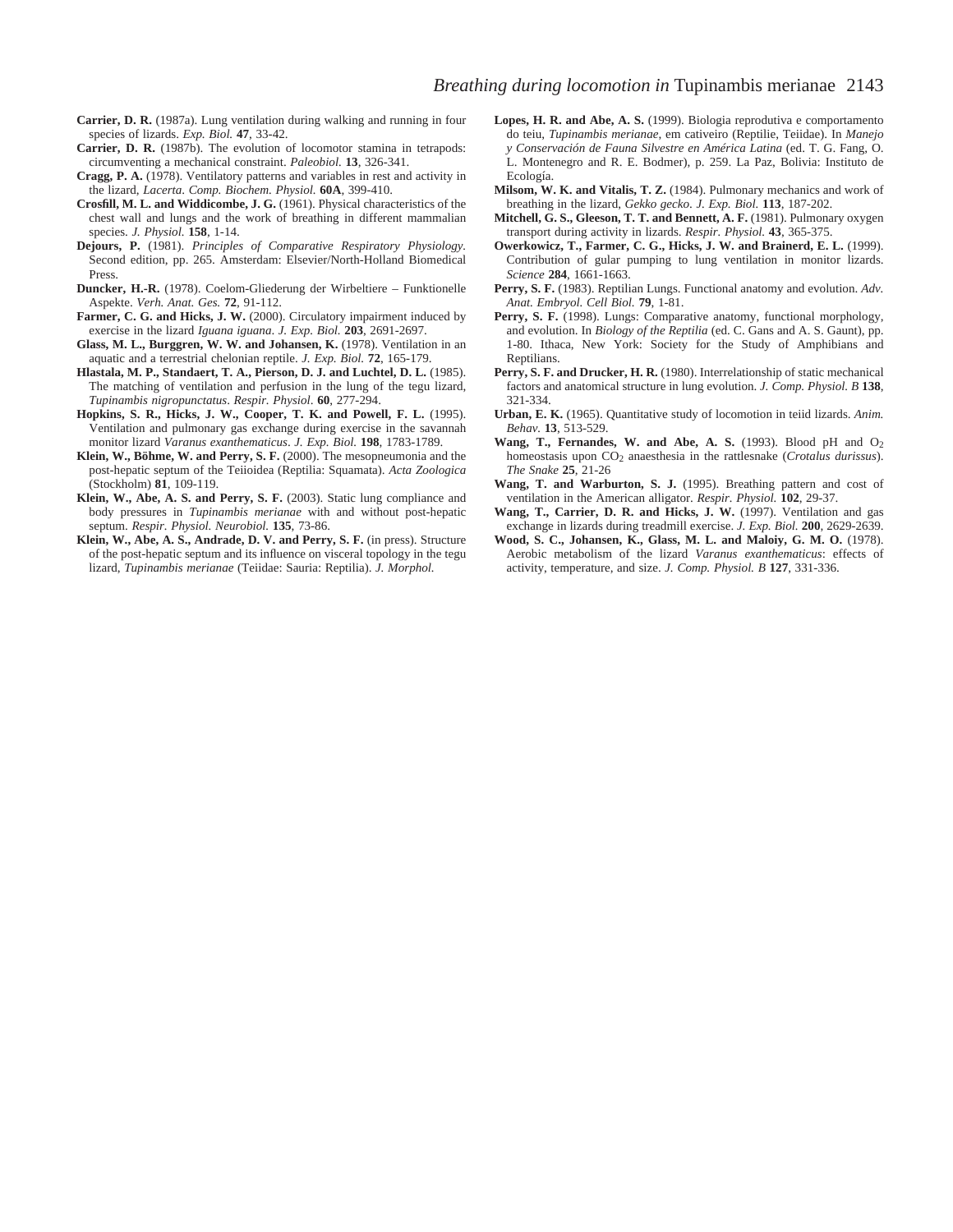**Carrier, D. R.** (1987a). Lung ventilation during walking and running in four species of lizards. *Exp. Biol.* **47**, 33-42.

**Carrier, D. R.** (1987b). The evolution of locomotor stamina in tetrapods: circumventing a mechanical constraint. *Paleobiol.* **13**, 326-341.

**Cragg, P. A.** (1978). Ventilatory patterns and variables in rest and activity in the lizard, *Lacerta*. *Comp. Biochem. Physiol.* **60A**, 399-410.

**Crosfill, M. L. and Widdicombe, J. G.** (1961). Physical characteristics of the chest wall and lungs and the work of breathing in different mammalian species. *J. Physiol.* **158**, 1-14.

**Dejours, P.** (1981). *Principles of Comparative Respiratory Physiology*. Second edition, pp. 265. Amsterdam: Elsevier/North-Holland Biomedical Press.

**Duncker, H.-R.** (1978). Coelom-Gliederung der Wirbeltiere – Funktionelle Aspekte. *Verh. Anat. Ges.* **72**, 91-112.

**Farmer, C. G. and Hicks, J. W.** (2000). Circulatory impairment induced by exercise in the lizard *Iguana iguana*. *J. Exp. Biol.* **203**, 2691-2697.

**Glass, M. L., Burggren, W. W. and Johansen, K.** (1978). Ventilation in an aquatic and a terrestrial chelonian reptile. *J. Exp. Biol.* **72**, 165-179.

**Hlastala, M. P., Standaert, T. A., Pierson, D. J. and Luchtel, D. L.** (1985). The matching of ventilation and perfusion in the lung of the tegu lizard, *Tupinambis nigropunctatus*. *Respir. Physiol.* **60**, 277-294.

**Hopkins, S. R., Hicks, J. W., Cooper, T. K. and Powell, F. L.** (1995). Ventilation and pulmonary gas exchange during exercise in the savannah monitor lizard *Varanus exanthematicus*. *J. Exp. Biol.* **198**, 1783-1789.

**Klein, W., Böhme, W. and Perry, S. F.** (2000). The mesopneumonia and the post-hepatic septum of the Teiioidea (Reptilia: Squamata). *Acta Zoologica* (Stockholm) **81**, 109-119.

**Klein, W., Abe, A. S. and Perry, S. F.** (2003). Static lung compliance and body pressures in *Tupinambis merianae* with and without post-hepatic septum. *Respir. Physiol. Neurobiol.* **135**, 73-86.

**Klein, W., Abe, A. S., Andrade, D. V. and Perry, S. F.** (in press). Structure of the post-hepatic septum and its influence on visceral topology in the tegu lizard, *Tupinambis merianae* (Teiidae: Sauria: Reptilia). *J. Morphol.*

**Lopes, H. R. and Abe, A. S.** (1999). Biologia reprodutiva e comportamento do teiu, *Tupinambis merianae*, em cativeiro (Reptilie, Teiidae). In *Manejo y Conservación de Fauna Silvestre en América Latina* (ed. T. G. Fang, O. L. Montenegro and R. E. Bodmer), p. 259. La Paz, Bolivia: Instituto de Ecología.

**Milsom, W. K. and Vitalis, T. Z.** (1984). Pulmonary mechanics and work of breathing in the lizard, *Gekko gecko*. *J. Exp. Biol.* **113**, 187-202.

**Mitchell, G. S., Gleeson, T. T. and Bennett, A. F.** (1981). Pulmonary oxygen transport during activity in lizards. *Respir. Physiol.* **43**, 365-375.

**Owerkowicz, T., Farmer, C. G., Hicks, J. W. and Brainerd, E. L.** (1999). Contribution of gular pumping to lung ventilation in monitor lizards. *Science* **284**, 1661-1663.

**Perry, S. F.** (1983). Reptilian Lungs. Functional anatomy and evolution. *Adv. Anat. Embryol. Cell Biol.* **79**, 1-81.

**Perry, S. F.** (1998). Lungs: Comparative anatomy, functional morphology, and evolution. In *Biology of the Reptilia* (ed. C. Gans and A. S. Gaunt), pp. 1-80. Ithaca, New York: Society for the Study of Amphibians and Reptilians.

**Perry, S. F. and Drucker, H. R.** (1980). Interrelationship of static mechanical factors and anatomical structure in lung evolution. *J. Comp. Physiol. B* **138**, 321-334.

**Urban, E. K.** (1965). Quantitative study of locomotion in teiid lizards. *Anim. Behav.* **13**, 513-529.

**Wang, T., Fernandes, W. and Abe, A. S.** (1993). Blood pH and $O_2$ homeostasis upon $CO_2$ anaesthesia in the rattlesnake (*Crotalus durissus*). *The Snake* **25**, 21-26

**Wang, T. and Warburton, S. J.** (1995). Breathing pattern and cost of ventilation in the American alligator. *Respir. Physiol.* **102**, 29-37.

**Wang, T., Carrier, D. R. and Hicks, J. W.** (1997). Ventilation and gas exchange in lizards during treadmill exercise. *J. Exp. Biol.* **200**, 2629-2639.

**Wood, S. C., Johansen, K., Glass, M. L. and Maloiy, G. M. O.** (1978). Aerobic metabolism of the lizard *Varanus exanthematicus*: effects of activity, temperature, and size. *J. Comp. Physiol. B* **127**, 331-336.